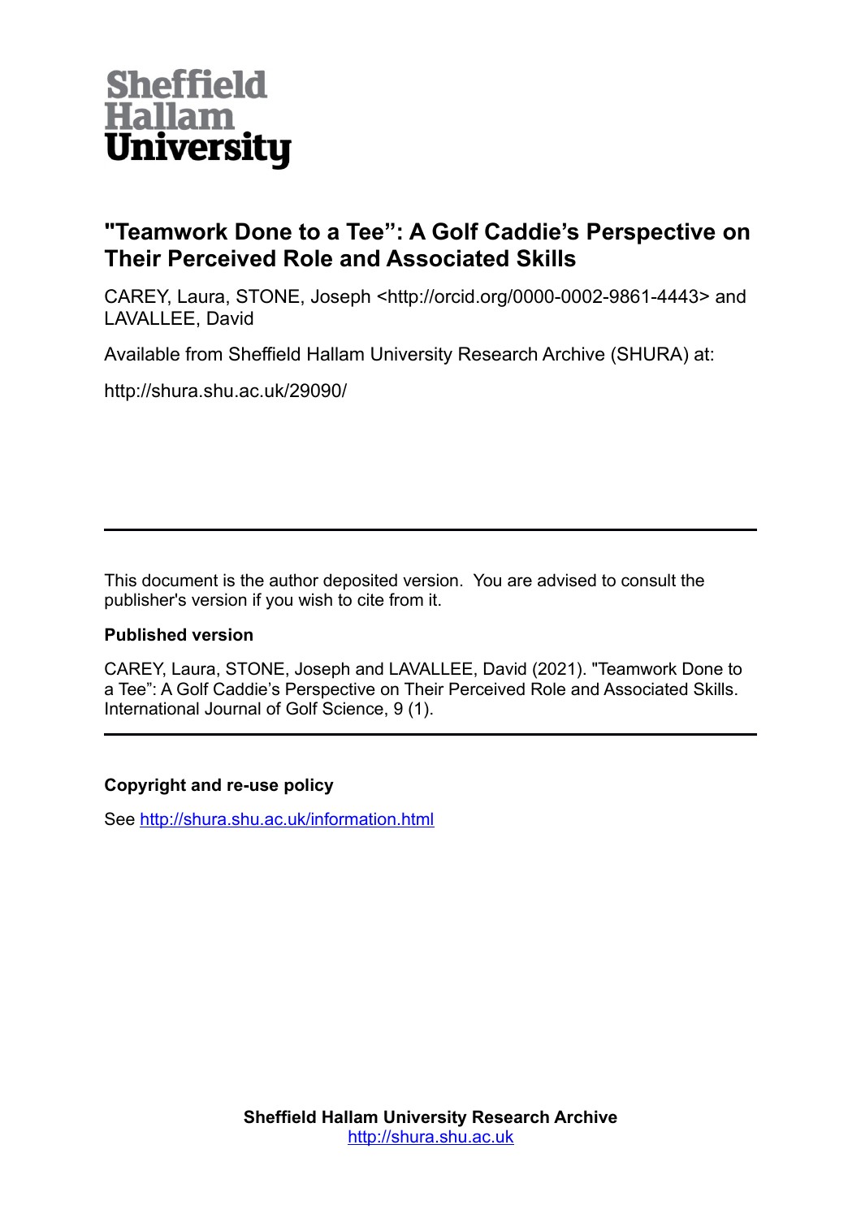Sheffield Hallam University

# "Teamwork Done to a Tee": A Golf Caddie's Perspective on Their Perceived Role and Associated Skills

CAREY, Laura, STONE, Joseph <http://orcid.org/0000-0002-9861-4443> and LAVALLEE, David

Available from Sheffield Hallam University Research Archive (SHURA) at:

http://shura.shu.ac.uk/29090/

---

This document is the author deposited version. You are advised to consult the publisher's version if you wish to cite from it.

**Published version**

CAREY, Laura, STONE, Joseph and LAVALLEE, David (2021). "Teamwork Done to a Tee": A Golf Caddie's Perspective on Their Perceived Role and Associated Skills. International Journal of Golf Science, 9 (1).

---

**Copyright and re-use policy**

See http://shura.shu.ac.uk/information.html

**Sheffield Hallam University Research Archive**
http://shura.shu.ac.uk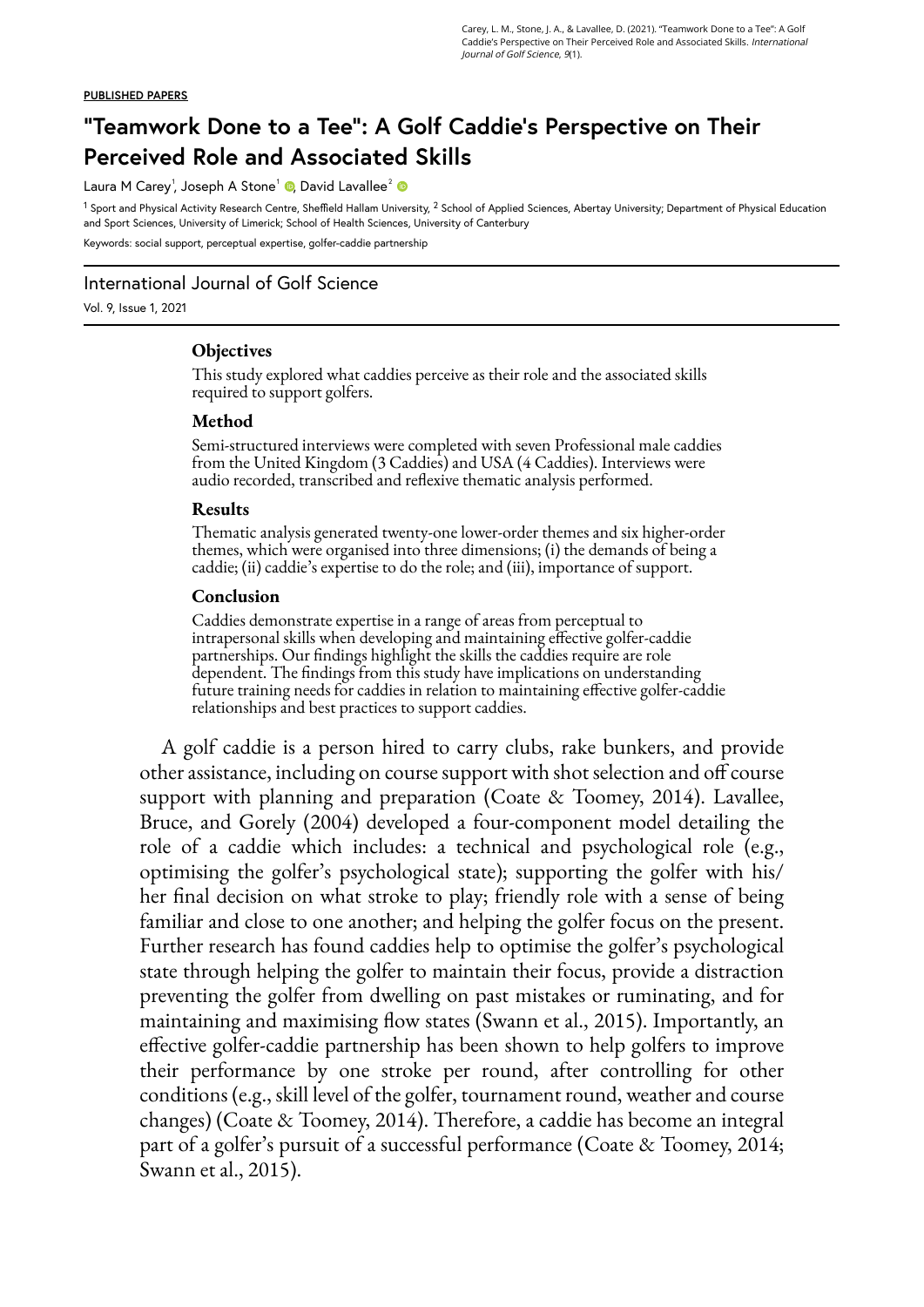PUBLISHED PAPERS

# "Teamwork Done to a Tee": A Golf Caddie's Perspective on Their Perceived Role and Associated Skills

Laura M Carey[1], Joseph A Stone[1], David Lavallee[2]

[1] Sport and Physical Activity Research Centre, Sheffield Hallam University, [2] School of Applied Sciences, Abertay University; Department of Physical Education and Sport Sciences, University of Limerick; School of Health Sciences, University of Canterbury

Keywords: social support, perceptual expertise, golfer-caddie partnership

International Journal of Golf Science

Vol. 9, Issue 1, 2021

### Objectives

This study explored what caddies perceive as their role and the associated skills required to support golfers.

### Method

Semi-structured interviews were completed with seven Professional male caddies from the United Kingdom (3 Caddies) and USA (4 Caddies). Interviews were audio recorded, transcribed and reflexive thematic analysis performed.

### Results

Thematic analysis generated twenty-one lower-order themes and six higher-order themes, which were organised into three dimensions; (i) the demands of being a caddie; (ii) caddie's expertise to do the role; and (iii), importance of support.

### Conclusion

Caddies demonstrate expertise in a range of areas from perceptual to intrapersonal skills when developing and maintaining effective golfer-caddie partnerships. Our findings highlight the skills the caddies require are role dependent. The findings from this study have implications on understanding future training needs for caddies in relation to maintaining effective golfer-caddie relationships and best practices to support caddies.

A golf caddie is a person hired to carry clubs, rake bunkers, and provide other assistance, including on course support with shot selection and off course support with planning and preparation (Coate & Toomey, 2014). Lavallee, Bruce, and Gorely (2004) developed a four-component model detailing the role of a caddie which includes: a technical and psychological role (e.g., optimising the golfer's psychological state); supporting the golfer with his/her final decision on what stroke to play; friendly role with a sense of being familiar and close to one another; and helping the golfer focus on the present. Further research has found caddies help to optimise the golfer's psychological state through helping the golfer to maintain their focus, provide a distraction preventing the golfer from dwelling on past mistakes or ruminating, and for maintaining and maximising flow states (Swann et al., 2015). Importantly, an effective golfer-caddie partnership has been shown to help golfers to improve their performance by one stroke per round, after controlling for other conditions (e.g., skill level of the golfer, tournament round, weather and course changes) (Coate & Toomey, 2014). Therefore, a caddie has become an integral part of a golfer's pursuit of a successful performance (Coate & Toomey, 2014; Swann et al., 2015).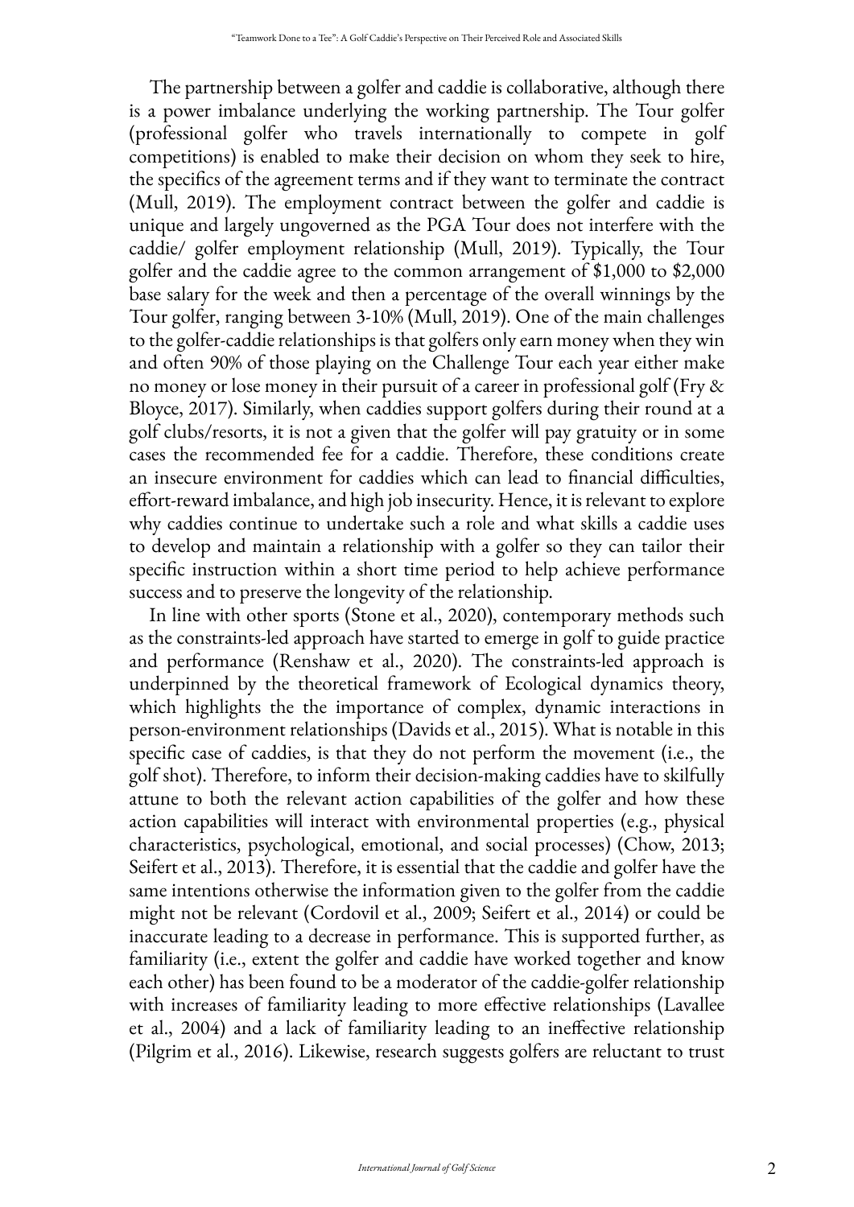The partnership between a golfer and caddie is collaborative, although there is a power imbalance underlying the working partnership. The Tour golfer (professional golfer who travels internationally to compete in golf competitions) is enabled to make their decision on whom they seek to hire, the specifics of the agreement terms and if they want to terminate the contract (Mull, 2019). The employment contract between the golfer and caddie is unique and largely ungoverned as the PGA Tour does not interfere with the caddie/ golfer employment relationship (Mull, 2019). Typically, the Tour golfer and the caddie agree to the common arrangement of $1,000 to $2,000 base salary for the week and then a percentage of the overall winnings by the Tour golfer, ranging between 3-10% (Mull, 2019). One of the main challenges to the golfer-caddie relationships is that golfers only earn money when they win and often 90% of those playing on the Challenge Tour each year either make no money or lose money in their pursuit of a career in professional golf (Fry & Bloyce, 2017). Similarly, when caddies support golfers during their round at a golf clubs/resorts, it is not a given that the golfer will pay gratuity or in some cases the recommended fee for a caddie. Therefore, these conditions create an insecure environment for caddies which can lead to financial difficulties, effort-reward imbalance, and high job insecurity. Hence, it is relevant to explore why caddies continue to undertake such a role and what skills a caddie uses to develop and maintain a relationship with a golfer so they can tailor their specific instruction within a short time period to help achieve performance success and to preserve the longevity of the relationship.

In line with other sports (Stone et al., 2020), contemporary methods such as the constraints-led approach have started to emerge in golf to guide practice and performance (Renshaw et al., 2020). The constraints-led approach is underpinned by the theoretical framework of Ecological dynamics theory, which highlights the the importance of complex, dynamic interactions in person-environment relationships (Davids et al., 2015). What is notable in this specific case of caddies, is that they do not perform the movement (i.e., the golf shot). Therefore, to inform their decision-making caddies have to skilfully attune to both the relevant action capabilities of the golfer and how these action capabilities will interact with environmental properties (e.g., physical characteristics, psychological, emotional, and social processes) (Chow, 2013; Seifert et al., 2013). Therefore, it is essential that the caddie and golfer have the same intentions otherwise the information given to the golfer from the caddie might not be relevant (Cordovil et al., 2009; Seifert et al., 2014) or could be inaccurate leading to a decrease in performance. This is supported further, as familiarity (i.e., extent the golfer and caddie have worked together and know each other) has been found to be a moderator of the caddie-golfer relationship with increases of familiarity leading to more effective relationships (Lavallee et al., 2004) and a lack of familiarity leading to an ineffective relationship (Pilgrim et al., 2016). Likewise, research suggests golfers are reluctant to trust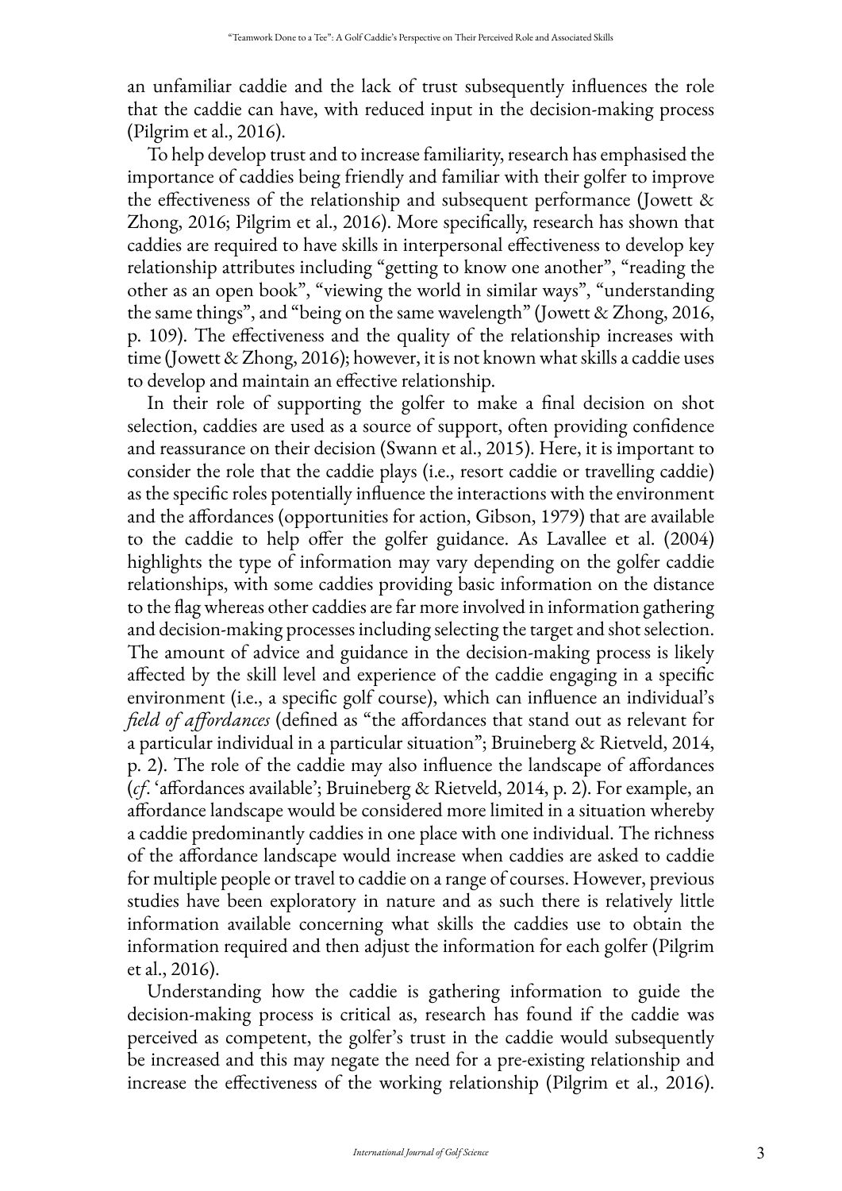an unfamiliar caddie and the lack of trust subsequently influences the role that the caddie can have, with reduced input in the decision-making process (Pilgrim et al., 2016).

To help develop trust and to increase familiarity, research has emphasised the importance of caddies being friendly and familiar with their golfer to improve the effectiveness of the relationship and subsequent performance (Jowett & Zhong, 2016; Pilgrim et al., 2016). More specifically, research has shown that caddies are required to have skills in interpersonal effectiveness to develop key relationship attributes including "getting to know one another", "reading the other as an open book", "viewing the world in similar ways", "understanding the same things", and "being on the same wavelength" (Jowett & Zhong, 2016, p. 109). The effectiveness and the quality of the relationship increases with time (Jowett & Zhong, 2016); however, it is not known what skills a caddie uses to develop and maintain an effective relationship.

In their role of supporting the golfer to make a final decision on shot selection, caddies are used as a source of support, often providing confidence and reassurance on their decision (Swann et al., 2015). Here, it is important to consider the role that the caddie plays (i.e., resort caddie or travelling caddie) as the specific roles potentially influence the interactions with the environment and the affordances (opportunities for action, Gibson, 1979) that are available to the caddie to help offer the golfer guidance. As Lavallee et al. (2004) highlights the type of information may vary depending on the golfer caddie relationships, with some caddies providing basic information on the distance to the flag whereas other caddies are far more involved in information gathering and decision-making processes including selecting the target and shot selection. The amount of advice and guidance in the decision-making process is likely affected by the skill level and experience of the caddie engaging in a specific environment (i.e., a specific golf course), which can influence an individual's *field of affordances* (defined as "the affordances that stand out as relevant for a particular individual in a particular situation"; Bruineberg & Rietveld, 2014, p. 2). The role of the caddie may also influence the landscape of affordances (*cf*. 'affordances available'; Bruineberg & Rietveld, 2014, p. 2). For example, an affordance landscape would be considered more limited in a situation whereby a caddie predominantly caddies in one place with one individual. The richness of the affordance landscape would increase when caddies are asked to caddie for multiple people or travel to caddie on a range of courses. However, previous studies have been exploratory in nature and as such there is relatively little information available concerning what skills the caddies use to obtain the information required and then adjust the information for each golfer (Pilgrim et al., 2016).

Understanding how the caddie is gathering information to guide the decision-making process is critical as, research has found if the caddie was perceived as competent, the golfer's trust in the caddie would subsequently be increased and this may negate the need for a pre-existing relationship and increase the effectiveness of the working relationship (Pilgrim et al., 2016).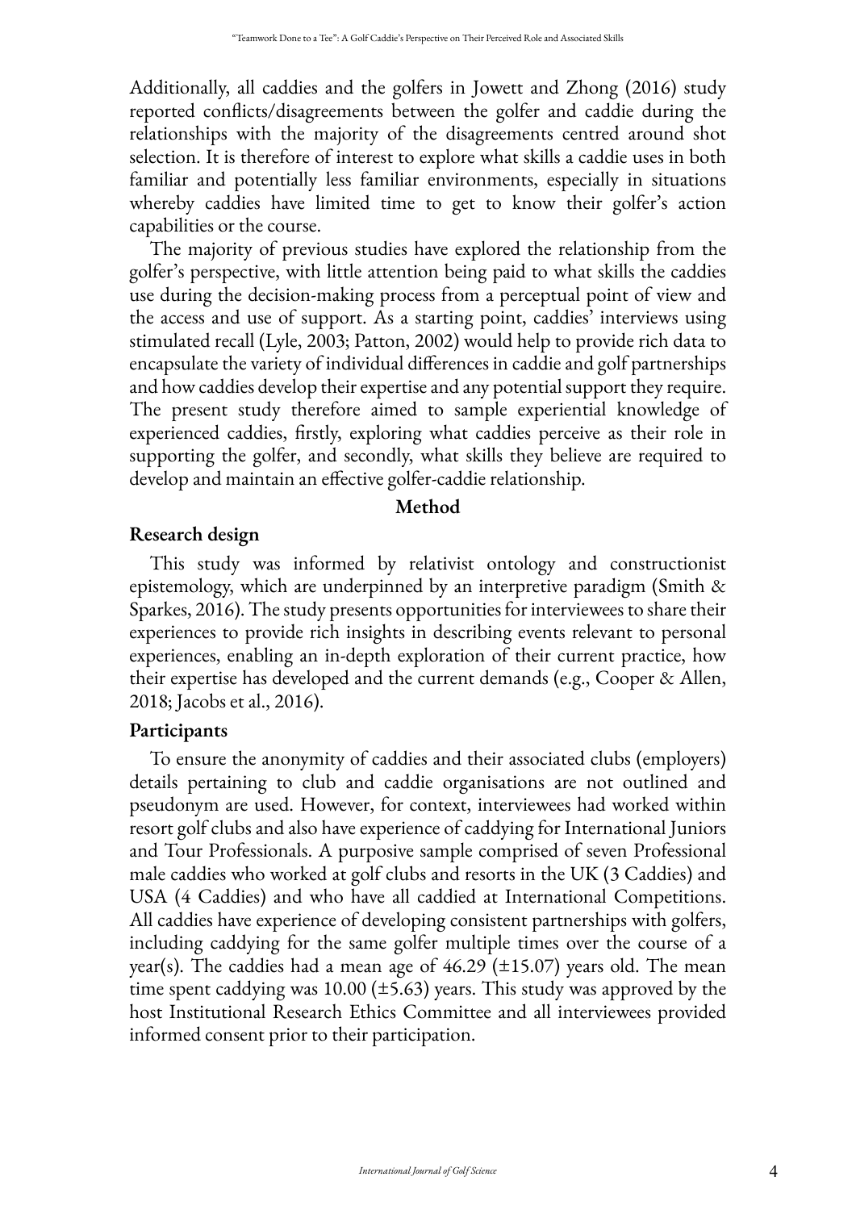Additionally, all caddies and the golfers in Jowett and Zhong (2016) study reported conflicts/disagreements between the golfer and caddie during the relationships with the majority of the disagreements centred around shot selection. It is therefore of interest to explore what skills a caddie uses in both familiar and potentially less familiar environments, especially in situations whereby caddies have limited time to get to know their golfer's action capabilities or the course.

The majority of previous studies have explored the relationship from the golfer's perspective, with little attention being paid to what skills the caddies use during the decision-making process from a perceptual point of view and the access and use of support. As a starting point, caddies' interviews using stimulated recall (Lyle, 2003; Patton, 2002) would help to provide rich data to encapsulate the variety of individual differences in caddie and golf partnerships and how caddies develop their expertise and any potential support they require. The present study therefore aimed to sample experiential knowledge of experienced caddies, firstly, exploring what caddies perceive as their role in supporting the golfer, and secondly, what skills they believe are required to develop and maintain an effective golfer-caddie relationship.

## Method

### Research design

This study was informed by relativist ontology and constructionist epistemology, which are underpinned by an interpretive paradigm (Smith & Sparkes, 2016). The study presents opportunities for interviewees to share their experiences to provide rich insights in describing events relevant to personal experiences, enabling an in-depth exploration of their current practice, how their expertise has developed and the current demands (e.g., Cooper & Allen, 2018; Jacobs et al., 2016).

### Participants

To ensure the anonymity of caddies and their associated clubs (employers) details pertaining to club and caddie organisations are not outlined and pseudonym are used. However, for context, interviewees had worked within resort golf clubs and also have experience of caddying for International Juniors and Tour Professionals. A purposive sample comprised of seven Professional male caddies who worked at golf clubs and resorts in the UK (3 Caddies) and USA (4 Caddies) and who have all caddied at International Competitions. All caddies have experience of developing consistent partnerships with golfers, including caddying for the same golfer multiple times over the course of a year(s). The caddies had a mean age of 46.29 (±15.07) years old. The mean time spent caddying was 10.00 (±5.63) years. This study was approved by the host Institutional Research Ethics Committee and all interviewees provided informed consent prior to their participation.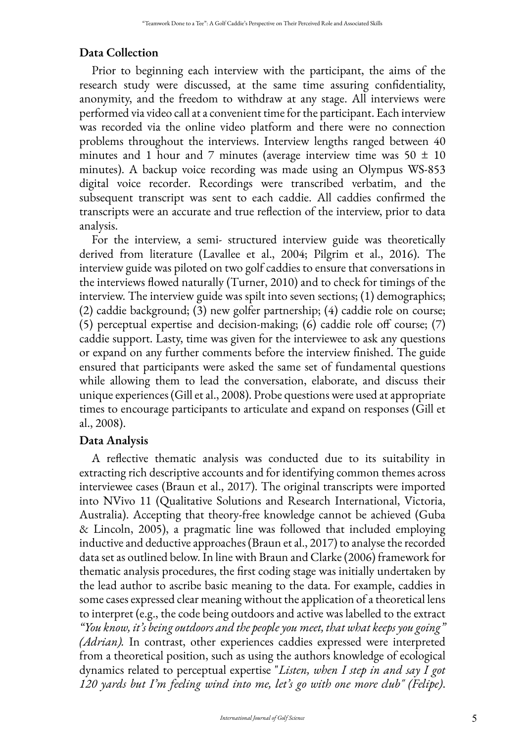### Data Collection

Prior to beginning each interview with the participant, the aims of the research study were discussed, at the same time assuring confidentiality, anonymity, and the freedom to withdraw at any stage. All interviews were performed via video call at a convenient time for the participant. Each interview was recorded via the online video platform and there were no connection problems throughout the interviews. Interview lengths ranged between 40 minutes and 1 hour and 7 minutes (average interview time was 50 ± 10 minutes). A backup voice recording was made using an Olympus WS-853 digital voice recorder. Recordings were transcribed verbatim, and the subsequent transcript was sent to each caddie. All caddies confirmed the transcripts were an accurate and true reflection of the interview, prior to data analysis.

For the interview, a semi- structured interview guide was theoretically derived from literature (Lavallee et al., 2004; Pilgrim et al., 2016). The interview guide was piloted on two golf caddies to ensure that conversations in the interviews flowed naturally (Turner, 2010) and to check for timings of the interview. The interview guide was spilt into seven sections; (1) demographics; (2) caddie background; (3) new golfer partnership; (4) caddie role on course; (5) perceptual expertise and decision-making; (6) caddie role off course; (7) caddie support. Lasty, time was given for the interviewee to ask any questions or expand on any further comments before the interview finished. The guide ensured that participants were asked the same set of fundamental questions while allowing them to lead the conversation, elaborate, and discuss their unique experiences (Gill et al., 2008). Probe questions were used at appropriate times to encourage participants to articulate and expand on responses (Gill et al., 2008).

### Data Analysis

A reflective thematic analysis was conducted due to its suitability in extracting rich descriptive accounts and for identifying common themes across interviewee cases (Braun et al., 2017). The original transcripts were imported into NVivo 11 (Qualitative Solutions and Research International, Victoria, Australia). Accepting that theory-free knowledge cannot be achieved (Guba & Lincoln, 2005), a pragmatic line was followed that included employing inductive and deductive approaches (Braun et al., 2017) to analyse the recorded data set as outlined below. In line with Braun and Clarke (2006) framework for thematic analysis procedures, the first coding stage was initially undertaken by the lead author to ascribe basic meaning to the data. For example, caddies in some cases expressed clear meaning without the application of a theoretical lens to interpret (e.g., the code being outdoors and active was labelled to the extract *"You know, it's being outdoors and the people you meet, that what keeps you going" (Adrian).* In contrast, other experiences caddies expressed were interpreted from a theoretical position, such as using the authors knowledge of ecological dynamics related to perceptual expertise *"Listen, when I step in and say I got 120 yards but I'm feeling wind into me, let's go with one more club" (Felipe).*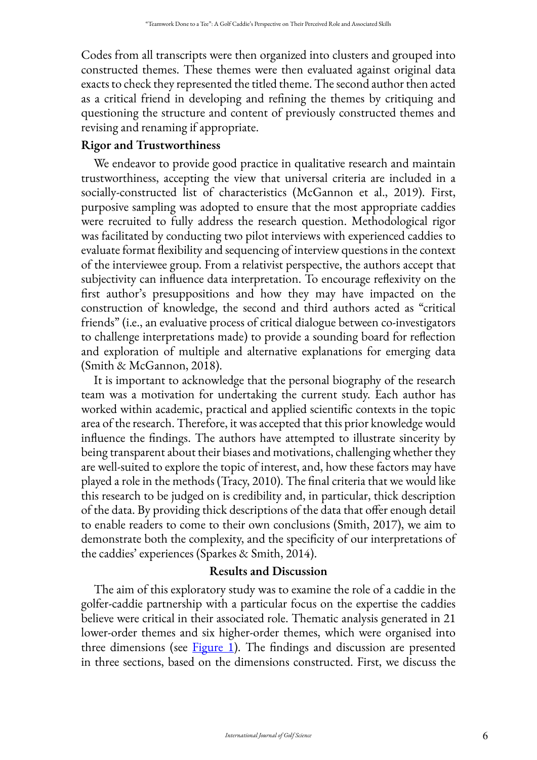Codes from all transcripts were then organized into clusters and grouped into constructed themes. These themes were then evaluated against original data exacts to check they represented the titled theme. The second author then acted as a critical friend in developing and refining the themes by critiquing and questioning the structure and content of previously constructed themes and revising and renaming if appropriate.

### Rigor and Trustworthiness

We endeavor to provide good practice in qualitative research and maintain trustworthiness, accepting the view that universal criteria are included in a socially-constructed list of characteristics (McGannon et al., 2019). First, purposive sampling was adopted to ensure that the most appropriate caddies were recruited to fully address the research question. Methodological rigor was facilitated by conducting two pilot interviews with experienced caddies to evaluate format flexibility and sequencing of interview questions in the context of the interviewee group. From a relativist perspective, the authors accept that subjectivity can influence data interpretation. To encourage reflexivity on the first author's presuppositions and how they may have impacted on the construction of knowledge, the second and third authors acted as "critical friends" (i.e., an evaluative process of critical dialogue between co-investigators to challenge interpretations made) to provide a sounding board for reflection and exploration of multiple and alternative explanations for emerging data (Smith & McGannon, 2018).

It is important to acknowledge that the personal biography of the research team was a motivation for undertaking the current study. Each author has worked within academic, practical and applied scientific contexts in the topic area of the research. Therefore, it was accepted that this prior knowledge would influence the findings. The authors have attempted to illustrate sincerity by being transparent about their biases and motivations, challenging whether they are well-suited to explore the topic of interest, and, how these factors may have played a role in the methods (Tracy, 2010). The final criteria that we would like this research to be judged on is credibility and, in particular, thick description of the data. By providing thick descriptions of the data that offer enough detail to enable readers to come to their own conclusions (Smith, 2017), we aim to demonstrate both the complexity, and the specificity of our interpretations of the caddies' experiences (Sparkes & Smith, 2014).

## Results and Discussion

The aim of this exploratory study was to examine the role of a caddie in the golfer-caddie partnership with a particular focus on the expertise the caddies believe were critical in their associated role. Thematic analysis generated in 21 lower-order themes and six higher-order themes, which were organised into three dimensions (see Figure 1). The findings and discussion are presented in three sections, based on the dimensions constructed. First, we discuss the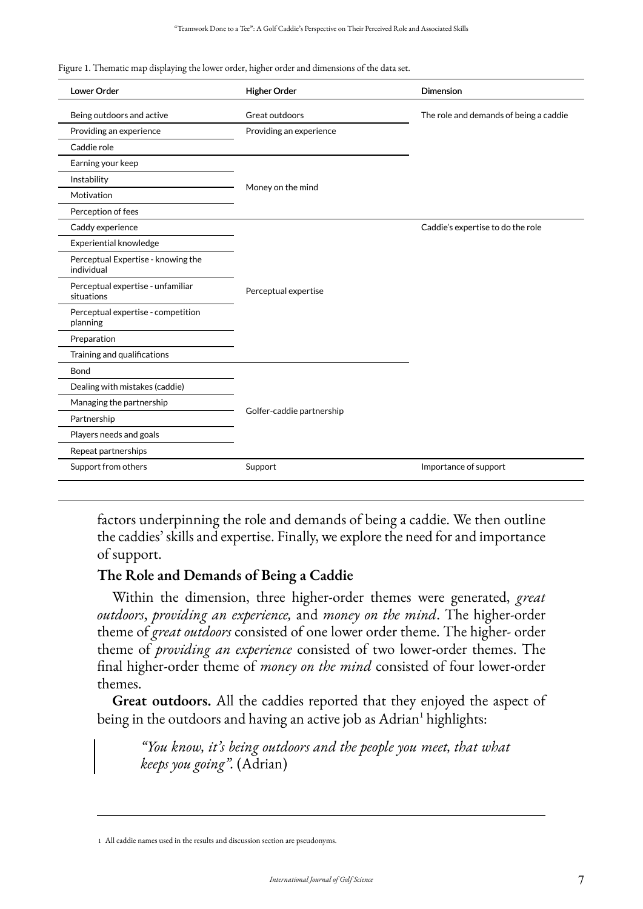Figure 1. Thematic map displaying the lower order, higher order and dimensions of the data set.

| Lower Order | Higher Order | Dimension |
|---|---|---|
| Being outdoors and active | Great outdoors | The role and demands of being a caddie |
| Providing an experience | Providing an experience | |
| Caddie role | | |
| Earning your keep | Money on the mind | |
| Instability | | |
| Motivation | | |
| Perception of fees | | |
| Caddy experience | Perceptual expertise | Caddie's expertise to do the role |
| Experiential knowledge | | |
| Perceptual Expertise - knowing the individual | | |
| Perceptual expertise - unfamiliar situations | | |
| Perceptual expertise - competition planning | | |
| Preparation | | |
| Training and qualifications | | |
| Bond | Golfer-caddie partnership | |
| Dealing with mistakes (caddie) | | |
| Managing the partnership | | |
| Partnership | | |
| Players needs and goals | | |
| Repeat partnerships | | |
| Support from others | Support | Importance of support |

factors underpinning the role and demands of being a caddie. We then outline the caddies' skills and expertise. Finally, we explore the need for and importance of support.

### The Role and Demands of Being a Caddie

Within the dimension, three higher-order themes were generated, *great outdoors*, *providing an experience,* and *money on the mind*. The higher-order theme of *great outdoors* consisted of one lower order theme. The higher- order theme of *providing an experience* consisted of two lower-order themes. The final higher-order theme of *money on the mind* consisted of four lower-order themes.

**Great outdoors.** All the caddies reported that they enjoyed the aspect of being in the outdoors and having an active job as Adrian[1] highlights:

> *"You know, it's being outdoors and the people you meet, that what keeps you going".* (Adrian)

---

1 All caddie names used in the results and discussion section are pseudonyms.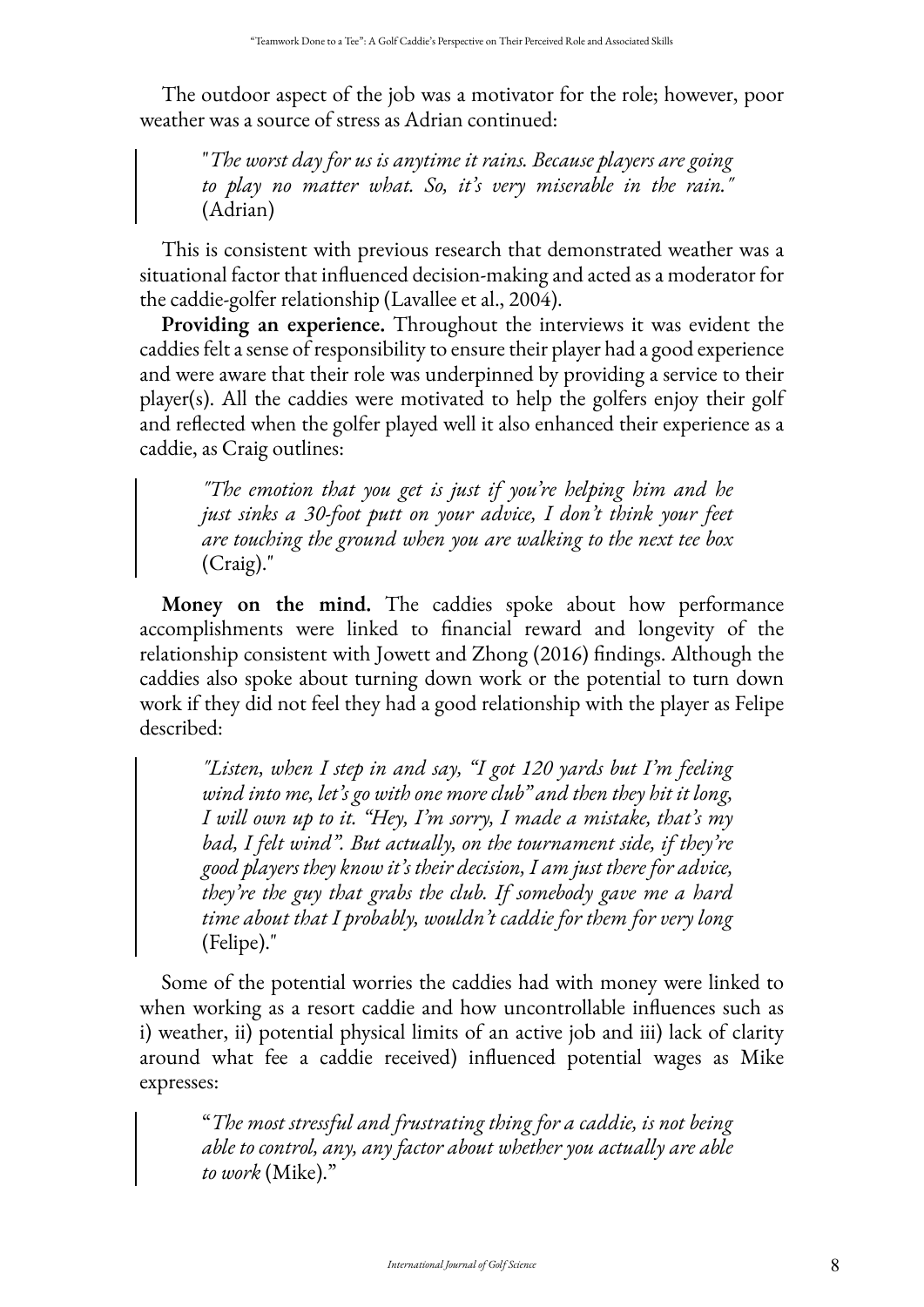The outdoor aspect of the job was a motivator for the role; however, poor weather was a source of stress as Adrian continued:

> "*The worst day for us is anytime it rains. Because players are going to play no matter what. So, it's very miserable in the rain."* (Adrian)

This is consistent with previous research that demonstrated weather was a situational factor that influenced decision-making and acted as a moderator for the caddie-golfer relationship (Lavallee et al., 2004).

**Providing an experience.** Throughout the interviews it was evident the caddies felt a sense of responsibility to ensure their player had a good experience and were aware that their role was underpinned by providing a service to their player(s). All the caddies were motivated to help the golfers enjoy their golf and reflected when the golfer played well it also enhanced their experience as a caddie, as Craig outlines:

> *"The emotion that you get is just if you're helping him and he just sinks a 30-foot putt on your advice, I don't think your feet are touching the ground when you are walking to the next tee box* (Craig)."

**Money on the mind.** The caddies spoke about how performance accomplishments were linked to financial reward and longevity of the relationship consistent with Jowett and Zhong (2016) findings. Although the caddies also spoke about turning down work or the potential to turn down work if they did not feel they had a good relationship with the player as Felipe described:

> *"Listen, when I step in and say, "I got 120 yards but I'm feeling wind into me, let's go with one more club" and then they hit it long, I will own up to it. "Hey, I'm sorry, I made a mistake, that's my bad, I felt wind". But actually, on the tournament side, if they're good players they know it's their decision, I am just there for advice, they're the guy that grabs the club. If somebody gave me a hard time about that I probably, wouldn't caddie for them for very long* (Felipe)."

Some of the potential worries the caddies had with money were linked to when working as a resort caddie and how uncontrollable influences such as i) weather, ii) potential physical limits of an active job and iii) lack of clarity around what fee a caddie received) influenced potential wages as Mike expresses:

> "*The most stressful and frustrating thing for a caddie, is not being able to control, any, any factor about whether you actually are able to work* (Mike)."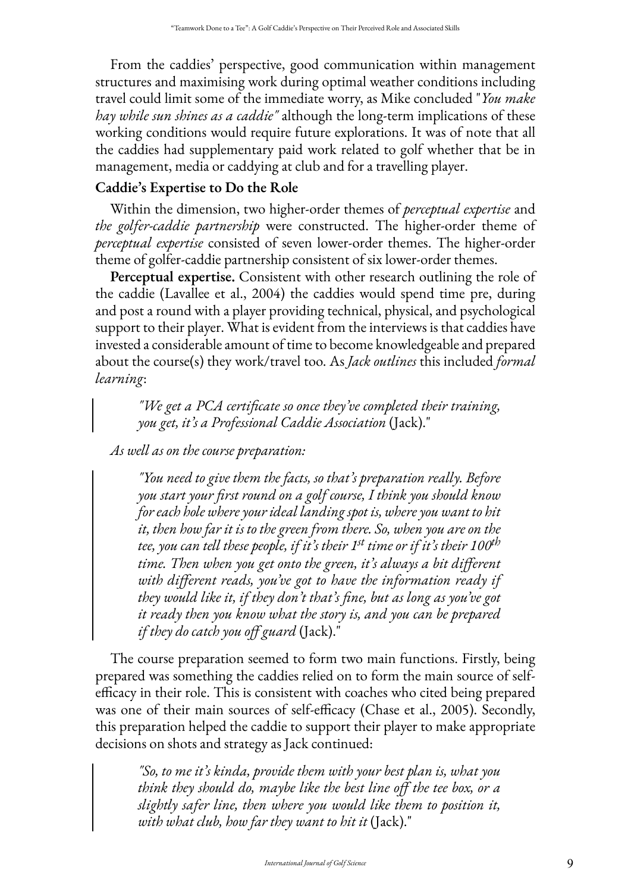From the caddies' perspective, good communication within management structures and maximising work during optimal weather conditions including travel could limit some of the immediate worry, as Mike concluded "*You make hay while sun shines as a caddie*" although the long-term implications of these working conditions would require future explorations. It was of note that all the caddies had supplementary paid work related to golf whether that be in management, media or caddying at club and for a travelling player.

### Caddie's Expertise to Do the Role

Within the dimension, two higher-order themes of *perceptual expertise* and *the golfer-caddie partnership* were constructed. The higher-order theme of *perceptual expertise* consisted of seven lower-order themes. The higher-order theme of golfer-caddie partnership consistent of six lower-order themes.

**Perceptual expertise.** Consistent with other research outlining the role of the caddie (Lavallee et al., 2004) the caddies would spend time pre, during and post a round with a player providing technical, physical, and psychological support to their player. What is evident from the interviews is that caddies have invested a considerable amount of time to become knowledgeable and prepared about the course(s) they work/travel too. As *Jack outlines* this included *formal learning*:

> *"We get a PCA certificate so once they've completed their training, you get, it's a Professional Caddie Association* (Jack)."

*As well as on the course preparation:*

> *"You need to give them the facts, so that's preparation really. Before you start your first round on a golf course, I think you should know for each hole where your ideal landing spot is, where you want to hit it, then how far it is to the green from there. So, when you are on the tee, you can tell these people, if it's their 1st time or if it's their 100th time. Then when you get onto the green, it's always a bit different with different reads, you've got to have the information ready if they would like it, if they don't that's fine, but as long as you've got it ready then you know what the story is, and you can be prepared if they do catch you off guard* (Jack)."

The course preparation seemed to form two main functions. Firstly, being prepared was something the caddies relied on to form the main source of self-efficacy in their role. This is consistent with coaches who cited being prepared was one of their main sources of self-efficacy (Chase et al., 2005). Secondly, this preparation helped the caddie to support their player to make appropriate decisions on shots and strategy as Jack continued:

> *"So, to me it's kinda, provide them with your best plan is, what you think they should do, maybe like the best line off the tee box, or a slightly safer line, then where you would like them to position it, with what club, how far they want to hit it* (Jack)."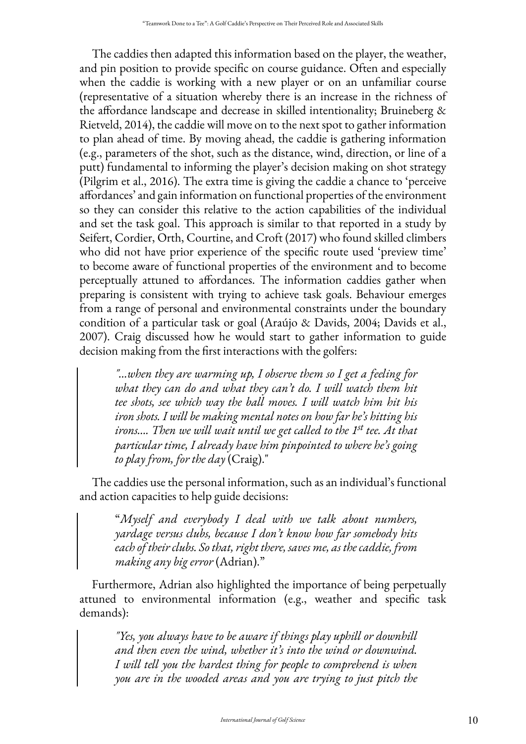The caddies then adapted this information based on the player, the weather, and pin position to provide specific on course guidance. Often and especially when the caddie is working with a new player or on an unfamiliar course (representative of a situation whereby there is an increase in the richness of the affordance landscape and decrease in skilled intentionality; Bruineberg & Rietveld, 2014), the caddie will move on to the next spot to gather information to plan ahead of time. By moving ahead, the caddie is gathering information (e.g., parameters of the shot, such as the distance, wind, direction, or line of a putt) fundamental to informing the player's decision making on shot strategy (Pilgrim et al., 2016). The extra time is giving the caddie a chance to 'perceive affordances' and gain information on functional properties of the environment so they can consider this relative to the action capabilities of the individual and set the task goal. This approach is similar to that reported in a study by Seifert, Cordier, Orth, Courtine, and Croft (2017) who found skilled climbers who did not have prior experience of the specific route used 'preview time' to become aware of functional properties of the environment and to become perceptually attuned to affordances. The information caddies gather when preparing is consistent with trying to achieve task goals. Behaviour emerges from a range of personal and environmental constraints under the boundary condition of a particular task or goal (Araújo & Davids, 2004; Davids et al., 2007). Craig discussed how he would start to gather information to guide decision making from the first interactions with the golfers:

> *"...when they are warming up, I observe them so I get a feeling for what they can do and what they can't do. I will watch them hit tee shots, see which way the ball moves. I will watch him hit his iron shots. I will be making mental notes on how far he's hitting his irons.... Then we will wait until we get called to the 1st tee. At that particular time, I already have him pinpointed to where he's going to play from, for the day* (Craig)."

The caddies use the personal information, such as an individual's functional and action capacities to help guide decisions:

> "*Myself and everybody I deal with we talk about numbers, yardage versus clubs, because I don't know how far somebody hits each of their clubs. So that, right there, saves me, as the caddie, from making any big error* (Adrian)."

Furthermore, Adrian also highlighted the importance of being perpetually attuned to environmental information (e.g., weather and specific task demands):

> *"Yes, you always have to be aware if things play uphill or downhill and then even the wind, whether it's into the wind or downwind. I will tell you the hardest thing for people to comprehend is when you are in the wooded areas and you are trying to just pitch the*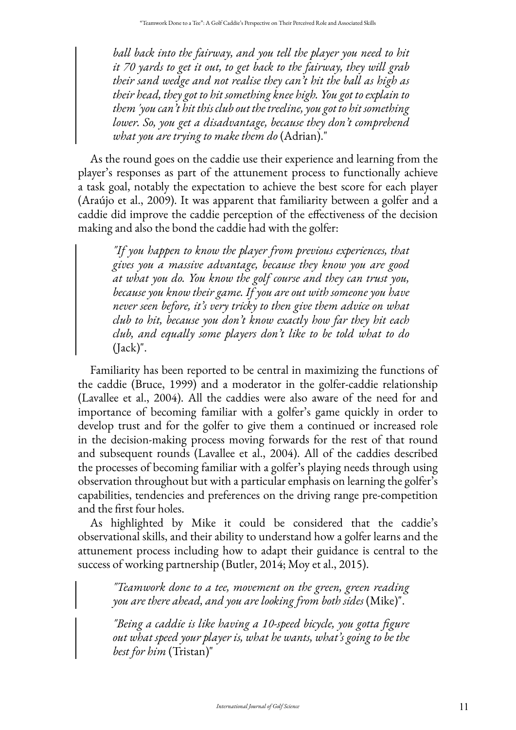> *ball back into the fairway, and you tell the player you need to hit it 70 yards to get it out, to get back to the fairway, they will grab their sand wedge and not realise they can't hit the ball as high as their head, they got to hit something knee high. You got to explain to them 'you can't hit this club out the treeline, you got to hit something lower. So, you get a disadvantage, because they don't comprehend what you are trying to make them do* (Adrian)."

As the round goes on the caddie use their experience and learning from the player's responses as part of the attunement process to functionally achieve a task goal, notably the expectation to achieve the best score for each player (Araújo et al., 2009). It was apparent that familiarity between a golfer and a caddie did improve the caddie perception of the effectiveness of the decision making and also the bond the caddie had with the golfer:

> *"If you happen to know the player from previous experiences, that gives you a massive advantage, because they know you are good at what you do. You know the golf course and they can trust you, because you know their game. If you are out with someone you have never seen before, it's very tricky to then give them advice on what club to hit, because you don't know exactly how far they hit each club, and equally some players don't like to be told what to do* (Jack)".

Familiarity has been reported to be central in maximizing the functions of the caddie (Bruce, 1999) and a moderator in the golfer-caddie relationship (Lavallee et al., 2004). All the caddies were also aware of the need for and importance of becoming familiar with a golfer's game quickly in order to develop trust and for the golfer to give them a continued or increased role in the decision-making process moving forwards for the rest of that round and subsequent rounds (Lavallee et al., 2004). All of the caddies described the processes of becoming familiar with a golfer's playing needs through using observation throughout but with a particular emphasis on learning the golfer's capabilities, tendencies and preferences on the driving range pre-competition and the first four holes.

As highlighted by Mike it could be considered that the caddie's observational skills, and their ability to understand how a golfer learns and the attunement process including how to adapt their guidance is central to the success of working partnership (Butler, 2014; Moy et al., 2015).

> *"Teamwork done to a tee, movement on the green, green reading you are there ahead, and you are looking from both sides* (Mike)".

> *"Being a caddie is like having a 10-speed bicycle, you gotta figure out what speed your player is, what he wants, what's going to be the best for him* (Tristan)"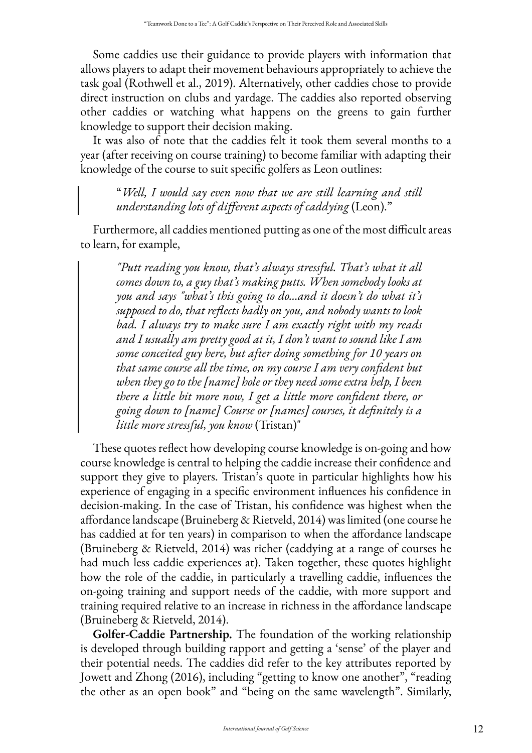Some caddies use their guidance to provide players with information that allows players to adapt their movement behaviours appropriately to achieve the task goal (Rothwell et al., 2019). Alternatively, other caddies chose to provide direct instruction on clubs and yardage. The caddies also reported observing other caddies or watching what happens on the greens to gain further knowledge to support their decision making.

It was also of note that the caddies felt it took them several months to a year (after receiving on course training) to become familiar with adapting their knowledge of the course to suit specific golfers as Leon outlines:

> "*Well, I would say even now that we are still learning and still understanding lots of different aspects of caddying* (Leon)."

Furthermore, all caddies mentioned putting as one of the most difficult areas to learn, for example,

> *"Putt reading you know, that's always stressful. That's what it all comes down to, a guy that's making putts. When somebody looks at you and says "what's this going to do...and it doesn't do what it's supposed to do, that reflects badly on you, and nobody wants to look bad. I always try to make sure I am exactly right with my reads and I usually am pretty good at it, I don't want to sound like I am some conceited guy here, but after doing something for 10 years on that same course all the time, on my course I am very confident but when they go to the [name] hole or they need some extra help, I been there a little bit more now, I get a little more confident there, or going down to [name] Course or [names] courses, it definitely is a little more stressful, you know* (Tristan)"

These quotes reflect how developing course knowledge is on-going and how course knowledge is central to helping the caddie increase their confidence and support they give to players. Tristan's quote in particular highlights how his experience of engaging in a specific environment influences his confidence in decision-making. In the case of Tristan, his confidence was highest when the affordance landscape (Bruineberg & Rietveld, 2014) was limited (one course he has caddied at for ten years) in comparison to when the affordance landscape (Bruineberg & Rietveld, 2014) was richer (caddying at a range of courses he had much less caddie experiences at). Taken together, these quotes highlight how the role of the caddie, in particularly a travelling caddie, influences the on-going training and support needs of the caddie, with more support and training required relative to an increase in richness in the affordance landscape (Bruineberg & Rietveld, 2014).

**Golfer-Caddie Partnership.** The foundation of the working relationship is developed through building rapport and getting a 'sense' of the player and their potential needs. The caddies did refer to the key attributes reported by Jowett and Zhong (2016), including "getting to know one another", "reading the other as an open book" and "being on the same wavelength". Similarly,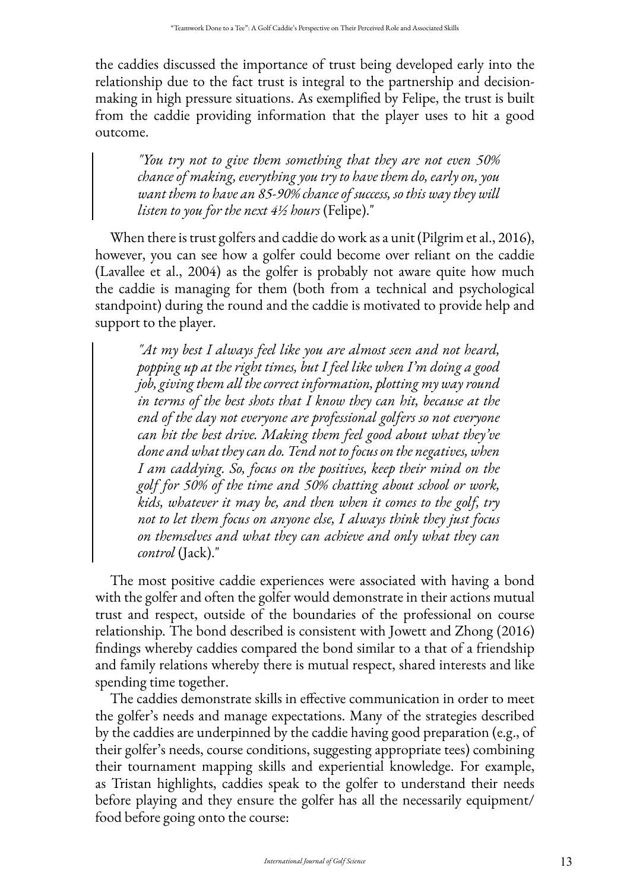the caddies discussed the importance of trust being developed early into the relationship due to the fact trust is integral to the partnership and decision-making in high pressure situations. As exemplified by Felipe, the trust is built from the caddie providing information that the player uses to hit a good outcome.

> *"You try not to give them something that they are not even 50% chance of making, everything you try to have them do, early on, you want them to have an 85-90% chance of success, so this way they will listen to you for the next 4½ hours* (Felipe)."

When there is trust golfers and caddie do work as a unit (Pilgrim et al., 2016), however, you can see how a golfer could become over reliant on the caddie (Lavallee et al., 2004) as the golfer is probably not aware quite how much the caddie is managing for them (both from a technical and psychological standpoint) during the round and the caddie is motivated to provide help and support to the player.

> *"At my best I always feel like you are almost seen and not heard, popping up at the right times, but I feel like when I'm doing a good job, giving them all the correct information, plotting my way round in terms of the best shots that I know they can hit, because at the end of the day not everyone are professional golfers so not everyone can hit the best drive. Making them feel good about what they've done and what they can do. Tend not to focus on the negatives, when I am caddying. So, focus on the positives, keep their mind on the golf for 50% of the time and 50% chatting about school or work, kids, whatever it may be, and then when it comes to the golf, try not to let them focus on anyone else, I always think they just focus on themselves and what they can achieve and only what they can control* (Jack)."

The most positive caddie experiences were associated with having a bond with the golfer and often the golfer would demonstrate in their actions mutual trust and respect, outside of the boundaries of the professional on course relationship. The bond described is consistent with Jowett and Zhong (2016) findings whereby caddies compared the bond similar to a that of a friendship and family relations whereby there is mutual respect, shared interests and like spending time together.

The caddies demonstrate skills in effective communication in order to meet the golfer's needs and manage expectations. Many of the strategies described by the caddies are underpinned by the caddie having good preparation (e.g., of their golfer's needs, course conditions, suggesting appropriate tees) combining their tournament mapping skills and experiential knowledge. For example, as Tristan highlights, caddies speak to the golfer to understand their needs before playing and they ensure the golfer has all the necessarily equipment/food before going onto the course: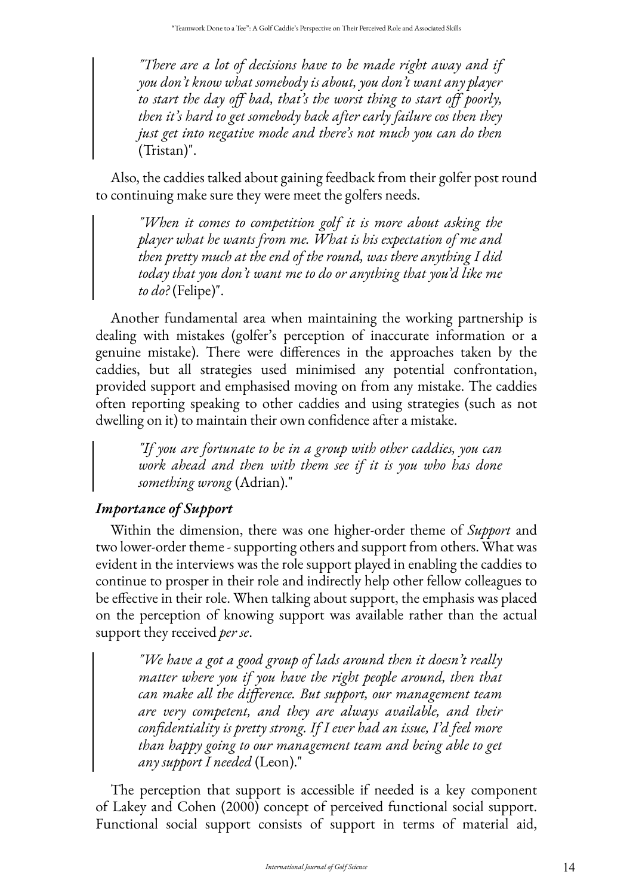> *"There are a lot of decisions have to be made right away and if you don't know what somebody is about, you don't want any player to start the day off bad, that's the worst thing to start off poorly, then it's hard to get somebody back after early failure cos then they just get into negative mode and there's not much you can do then* (Tristan)".

Also, the caddies talked about gaining feedback from their golfer post round to continuing make sure they were meet the golfers needs.

> *"When it comes to competition golf it is more about asking the player what he wants from me. What is his expectation of me and then pretty much at the end of the round, was there anything I did today that you don't want me to do or anything that you'd like me to do?* (Felipe)".

Another fundamental area when maintaining the working partnership is dealing with mistakes (golfer's perception of inaccurate information or a genuine mistake). There were differences in the approaches taken by the caddies, but all strategies used minimised any potential confrontation, provided support and emphasised moving on from any mistake. The caddies often reporting speaking to other caddies and using strategies (such as not dwelling on it) to maintain their own confidence after a mistake.

> *"If you are fortunate to be in a group with other caddies, you can work ahead and then with them see if it is you who has done something wrong* (Adrian)."

### *Importance of Support*

Within the dimension, there was one higher-order theme of *Support* and two lower-order theme - supporting others and support from others. What was evident in the interviews was the role support played in enabling the caddies to continue to prosper in their role and indirectly help other fellow colleagues to be effective in their role. When talking about support, the emphasis was placed on the perception of knowing support was available rather than the actual support they received *per se*.

> *"We have a got a good group of lads around then it doesn't really matter where you if you have the right people around, then that can make all the difference. But support, our management team are very competent, and they are always available, and their confidentiality is pretty strong. If I ever had an issue, I'd feel more than happy going to our management team and being able to get any support I needed* (Leon)."

The perception that support is accessible if needed is a key component of Lakey and Cohen (2000) concept of perceived functional social support. Functional social support consists of support in terms of material aid,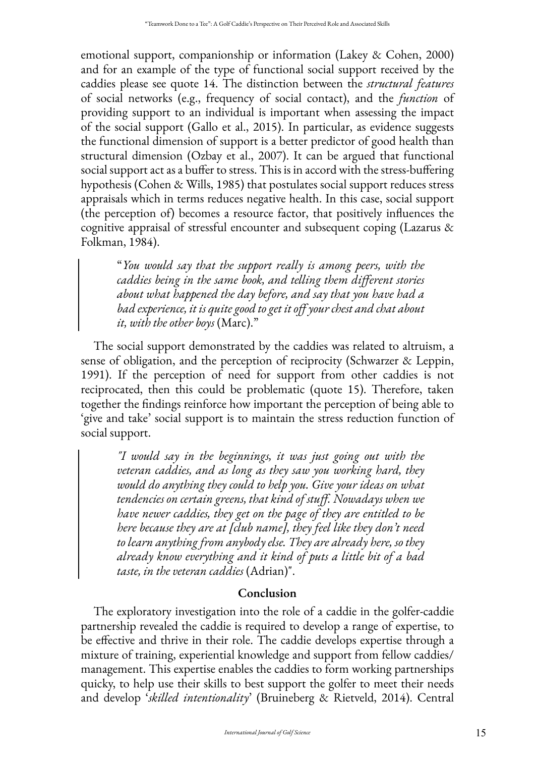emotional support, companionship or information (Lakey & Cohen, 2000) and for an example of the type of functional social support received by the caddies please see quote 14. The distinction between the *structural features* of social networks (e.g., frequency of social contact), and the *function* of providing support to an individual is important when assessing the impact of the social support (Gallo et al., 2015). In particular, as evidence suggests the functional dimension of support is a better predictor of good health than structural dimension (Ozbay et al., 2007). It can be argued that functional social support act as a buffer to stress. This is in accord with the stress-buffering hypothesis (Cohen & Wills, 1985) that postulates social support reduces stress appraisals which in terms reduces negative health. In this case, social support (the perception of) becomes a resource factor, that positively influences the cognitive appraisal of stressful encounter and subsequent coping (Lazarus & Folkman, 1984).

> "*You would say that the support really is among peers, with the caddies being in the same book, and telling them different stories about what happened the day before, and say that you have had a bad experience, it is quite good to get it off your chest and chat about it, with the other boys* (Marc)."

The social support demonstrated by the caddies was related to altruism, a sense of obligation, and the perception of reciprocity (Schwarzer & Leppin, 1991). If the perception of need for support from other caddies is not reciprocated, then this could be problematic (quote 15). Therefore, taken together the findings reinforce how important the perception of being able to 'give and take' social support is to maintain the stress reduction function of social support.

> "*I would say in the beginnings, it was just going out with the veteran caddies, and as long as they saw you working hard, they would do anything they could to help you. Give your ideas on what tendencies on certain greens, that kind of stuff. Nowadays when we have newer caddies, they get on the page of they are entitled to be here because they are at [club name], they feel like they don't need to learn anything from anybody else. They are already here, so they already know everything and it kind of puts a little bit of a bad taste, in the veteran caddies* (Adrian)".

## Conclusion

The exploratory investigation into the role of a caddie in the golfer-caddie partnership revealed the caddie is required to develop a range of expertise, to be effective and thrive in their role. The caddie develops expertise through a mixture of training, experiential knowledge and support from fellow caddies/management. This expertise enables the caddies to form working partnerships quicky, to help use their skills to best support the golfer to meet their needs and develop '*skilled intentionality*' (Bruineberg & Rietveld, 2014). Central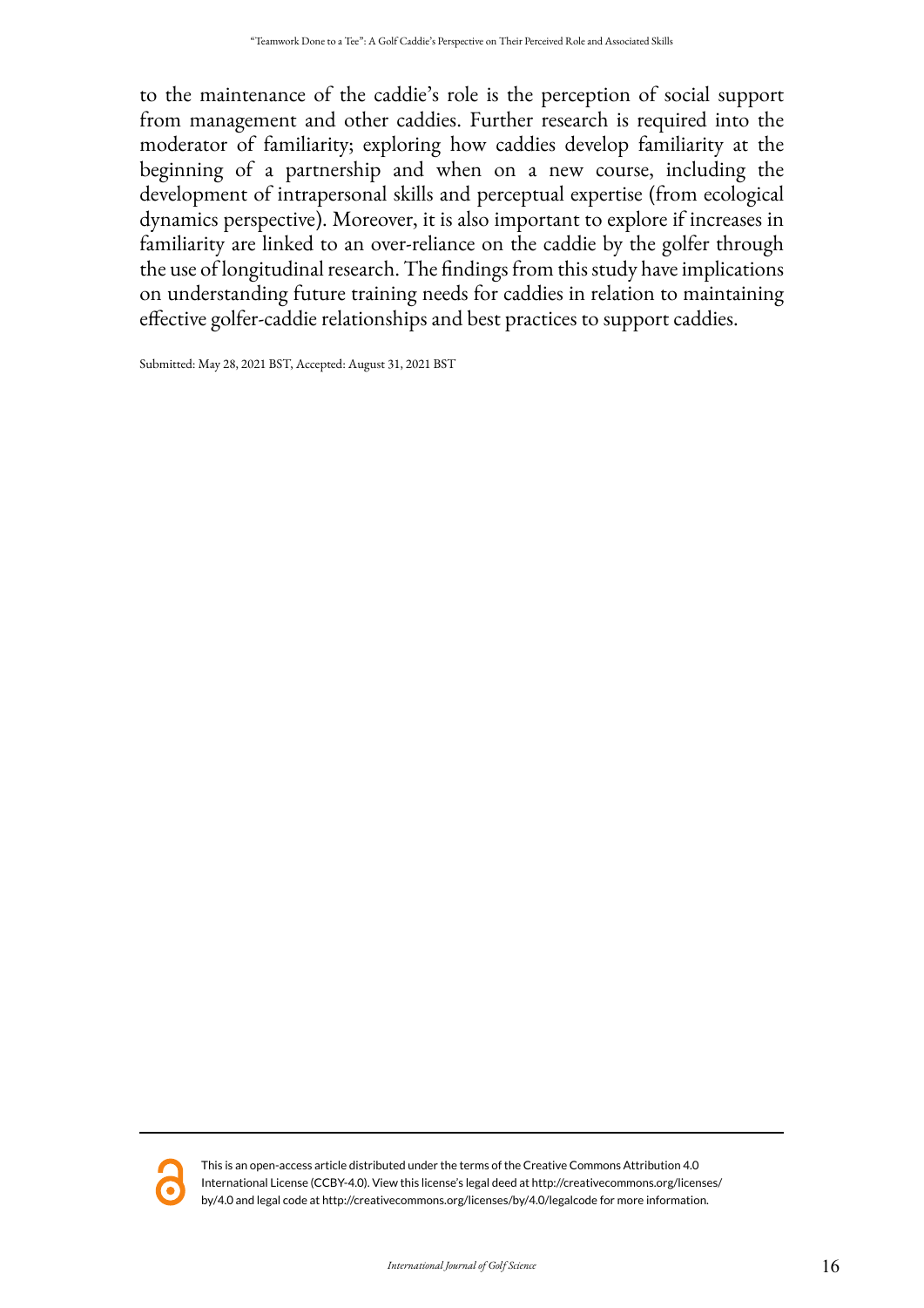to the maintenance of the caddie's role is the perception of social support from management and other caddies. Further research is required into the moderator of familiarity; exploring how caddies develop familiarity at the beginning of a partnership and when on a new course, including the development of intrapersonal skills and perceptual expertise (from ecological dynamics perspective). Moreover, it is also important to explore if increases in familiarity are linked to an over-reliance on the caddie by the golfer through the use of longitudinal research. The findings from this study have implications on understanding future training needs for caddies in relation to maintaining effective golfer-caddie relationships and best practices to support caddies.

Submitted: May 28, 2021 BST, Accepted: August 31, 2021 BST

This is an open-access article distributed under the terms of the Creative Commons Attribution 4.0 International License (CCBY-4.0). View this license's legal deed at http://creativecommons.org/licenses/by/4.0 and legal code at http://creativecommons.org/licenses/by/4.0/legalcode for more information.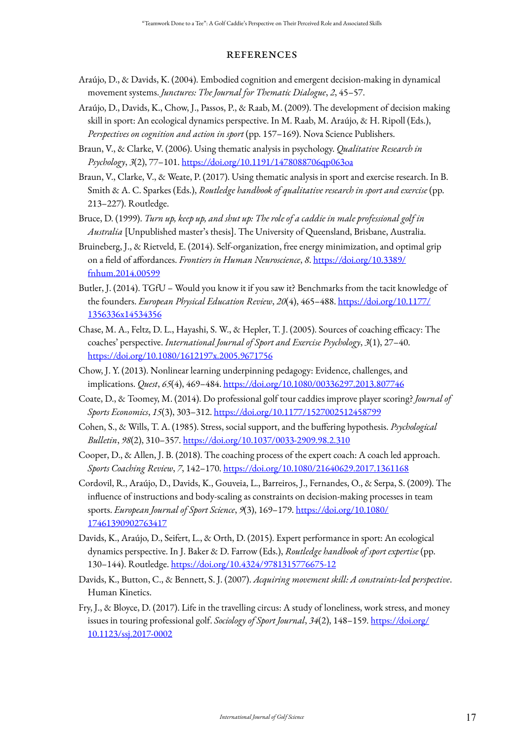## REFERENCES

Araújo, D., & Davids, K. (2004). Embodied cognition and emergent decision-making in dynamical movement systems. *Junctures: The Journal for Thematic Dialogue*, *2*, 45–57.

Araújo, D., Davids, K., Chow, J., Passos, P., & Raab, M. (2009). The development of decision making skill in sport: An ecological dynamics perspective. In M. Raab, M. Araújo, & H. Ripoll (Eds.), *Perspectives on cognition and action in sport* (pp. 157–169). Nova Science Publishers.

Braun, V., & Clarke, V. (2006). Using thematic analysis in psychology. *Qualitative Research in Psychology*, *3*(2), 77–101. https://doi.org/10.1191/1478088706qp063oa

Braun, V., Clarke, V., & Weate, P. (2017). Using thematic analysis in sport and exercise research. In B. Smith & A. C. Sparkes (Eds.), *Routledge handbook of qualitative research in sport and exercise* (pp. 213–227). Routledge.

Bruce, D. (1999). *Turn up, keep up, and shut up: The role of a caddie in male professional golf in Australia* [Unpublished master's thesis]. The University of Queensland, Brisbane, Australia.

Bruineberg, J., & Rietveld, E. (2014). Self-organization, free energy minimization, and optimal grip on a field of affordances. *Frontiers in Human Neuroscience*, *8*. https://doi.org/10.3389/fnhum.2014.00599

Butler, J. (2014). TGfU – Would you know it if you saw it? Benchmarks from the tacit knowledge of the founders. *European Physical Education Review*, *20*(4), 465–488. https://doi.org/10.1177/1356336x14534356

Chase, M. A., Feltz, D. L., Hayashi, S. W., & Hepler, T. J. (2005). Sources of coaching efficacy: The coaches' perspective. *International Journal of Sport and Exercise Psychology*, *3*(1), 27–40. https://doi.org/10.1080/1612197x.2005.9671756

Chow, J. Y. (2013). Nonlinear learning underpinning pedagogy: Evidence, challenges, and implications. *Quest*, *65*(4), 469–484. https://doi.org/10.1080/00336297.2013.807746

Coate, D., & Toomey, M. (2014). Do professional golf tour caddies improve player scoring? *Journal of Sports Economics*, *15*(3), 303–312. https://doi.org/10.1177/1527002512458799

Cohen, S., & Wills, T. A. (1985). Stress, social support, and the buffering hypothesis. *Psychological Bulletin*, *98*(2), 310–357. https://doi.org/10.1037/0033-2909.98.2.310

Cooper, D., & Allen, J. B. (2018). The coaching process of the expert coach: A coach led approach. *Sports Coaching Review*, *7*, 142–170. https://doi.org/10.1080/21640629.2017.1361168

Cordovil, R., Araújo, D., Davids, K., Gouveia, L., Barreiros, J., Fernandes, O., & Serpa, S. (2009). The influence of instructions and body-scaling as constraints on decision-making processes in team sports. *European Journal of Sport Science*, *9*(3), 169–179. https://doi.org/10.1080/17461390902763417

Davids, K., Araújo, D., Seifert, L., & Orth, D. (2015). Expert performance in sport: An ecological dynamics perspective. In J. Baker & D. Farrow (Eds.), *Routledge handbook of sport expertise* (pp. 130–144). Routledge. https://doi.org/10.4324/9781315776675-12

Davids, K., Button, C., & Bennett, S. J. (2007). *Acquiring movement skill: A constraints-led perspective*. Human Kinetics.

Fry, J., & Bloyce, D. (2017). Life in the travelling circus: A study of loneliness, work stress, and money issues in touring professional golf. *Sociology of Sport Journal*, *34*(2), 148–159. https://doi.org/10.1123/ssj.2017-0002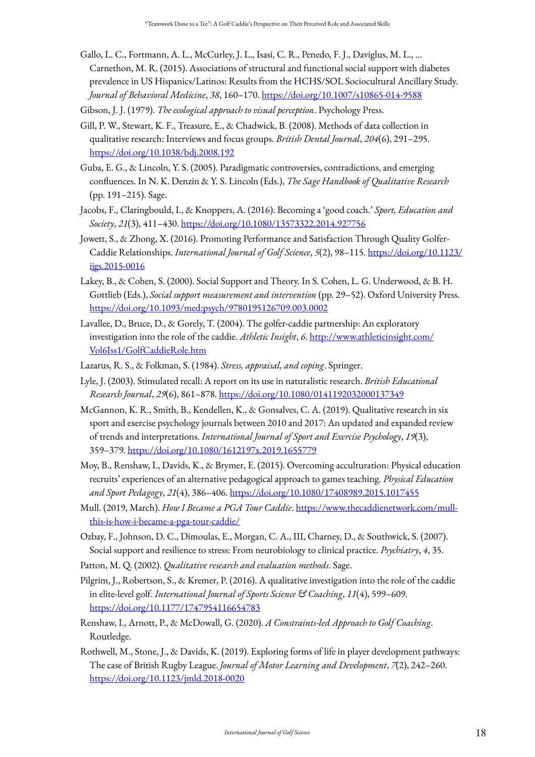Gallo, L. C., Fortmann, A. L., McCurley, J. L., Isasi, C. R., Penedo, F. J., Daviglus, M. L., ... Carnethon, M. R. (2015). Associations of structural and functional social support with diabetes prevalence in US Hispanics/Latinos: Results from the HCHS/SOL Sociocultural Ancillary Study. *Journal of Behavioral Medicine*, *38*, 160–170. https://doi.org/10.1007/s10865-014-9588

Gibson, J. J. (1979). *The ecological approach to visual perception*. Psychology Press.

Gill, P. W., Stewart, K. F., Treasure, E., & Chadwick, B. (2008). Methods of data collection in qualitative research: Interviews and focus groups. *British Dental Journal*, *204*(6), 291–295. https://doi.org/10.1038/bdj.2008.192

Guba, E. G., & Lincoln, Y. S. (2005). Paradigmatic controversies, contradictions, and emerging confluences. In N. K. Denzin & Y. S. Lincoln (Eds.), *The Sage Handbook of Qualitative Research* (pp. 191–215). Sage.

Jacobs, F., Claringbould, I., & Knoppers, A. (2016). Becoming a 'good coach.' *Sport, Education and Society*, *21*(3), 411–430. https://doi.org/10.1080/13573322.2014.927756

Jowett, S., & Zhong, X. (2016). Promoting Performance and Satisfaction Through Quality Golfer-Caddie Relationships. *International Journal of Golf Science*, *5*(2), 98–115. https://doi.org/10.1123/ijgs.2015-0016

Lakey, B., & Cohen, S. (2000). Social Support and Theory. In S. Cohen, L. G. Underwood, & B. H. Gottlieb (Eds.), *Social support measurement and intervention* (pp. 29–52). Oxford University Press. https://doi.org/10.1093/med:psych/9780195126709.003.0002

Lavallee, D., Bruce, D., & Gorely, T. (2004). The golfer-caddie partnership: An exploratory investigation into the role of the caddie. *Athletic Insight*, *6*. http://www.athleticinsight.com/Vol6Iss1/GolfCaddieRole.htm

Lazarus, R. S., & Folkman, S. (1984). *Stress, appraisal, and coping*. Springer.

Lyle, J. (2003). Stimulated recall: A report on its use in naturalistic research. *British Educational Research Journal*, *29*(6), 861–878. https://doi.org/10.1080/0141192032000137349

McGannon, K. R., Smith, B., Kendellen, K., & Gonsalves, C. A. (2019). Qualitative research in six sport and exercise psychology journals between 2010 and 2017: An updated and expanded review of trends and interpretations. *International Journal of Sport and Exercise Psychology*, *19*(3), 359–379. https://doi.org/10.1080/1612197x.2019.1655779

Moy, B., Renshaw, I., Davids, K., & Brymer, E. (2015). Overcoming acculturation: Physical education recruits' experiences of an alternative pedagogical approach to games teaching. *Physical Education and Sport Pedagogy*, *21*(4), 386–406. https://doi.org/10.1080/17408989.2015.1017455

Mull. (2019, March). *How I Became a PGA Tour Caddie*. https://www.thecaddienetwork.com/mull-this-is-how-i-became-a-pga-tour-caddie/

Ozbay, F., Johnson, D. C., Dimoulas, E., Morgan, C. A., III, Charney, D., & Southwick, S. (2007). Social support and resilience to stress: From neurobiology to clinical practice. *Psychiatry*, *4*, 35.

Patton, M. Q. (2002). *Qualitative research and evaluation methods*. Sage.

Pilgrim, J., Robertson, S., & Kremer, P. (2016). A qualitative investigation into the role of the caddie in elite-level golf. *International Journal of Sports Science & Coaching*, *11*(4), 599–609. https://doi.org/10.1177/1747954116654783

Renshaw, I., Arnott, P., & McDowall, G. (2020). *A Constraints-led Approach to Golf Coaching*. Routledge.

Rothwell, M., Stone, J., & Davids, K. (2019). Exploring forms of life in player development pathways: The case of British Rugby League. *Journal of Motor Learning and Development*, *7*(2), 242–260. https://doi.org/10.1123/jmld.2018-0020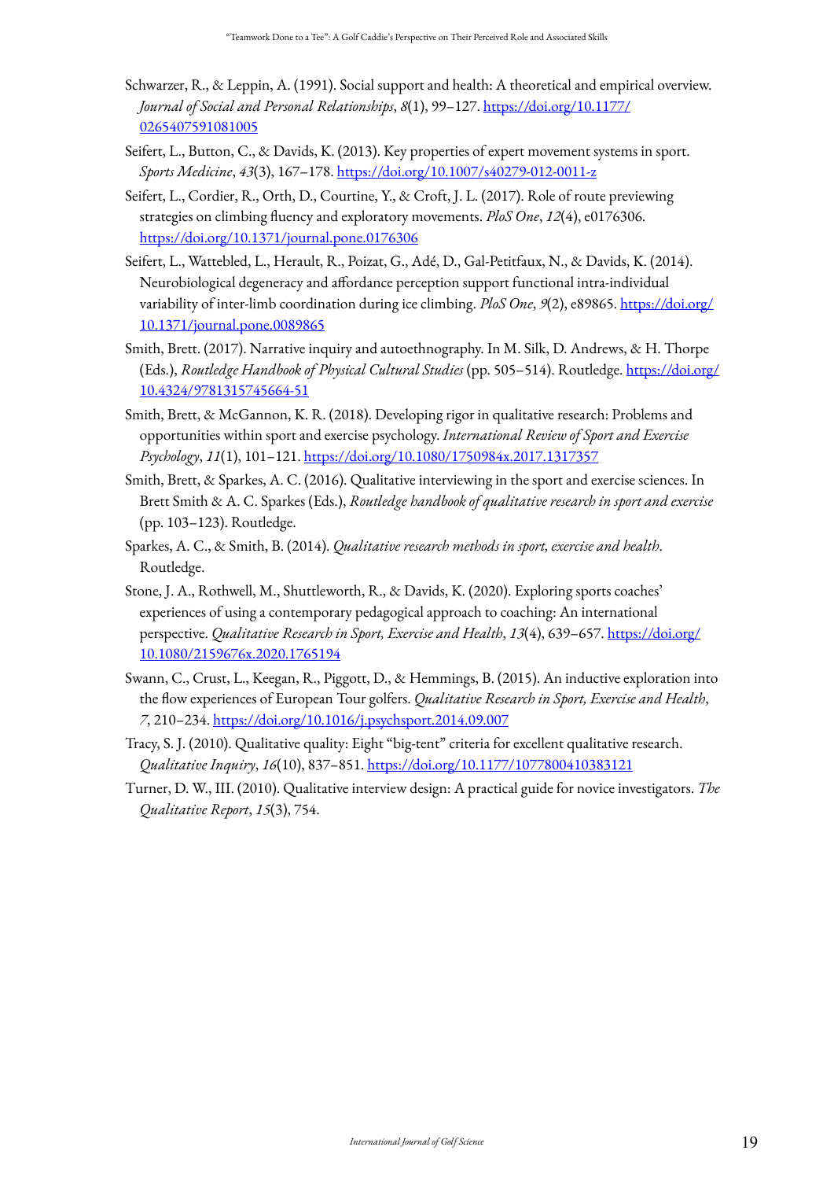Schwarzer, R., & Leppin, A. (1991). Social support and health: A theoretical and empirical overview. *Journal of Social and Personal Relationships*, *8*(1), 99–127. https://doi.org/10.1177/0265407591081005

Seifert, L., Button, C., & Davids, K. (2013). Key properties of expert movement systems in sport. *Sports Medicine*, *43*(3), 167–178. https://doi.org/10.1007/s40279-012-0011-z

Seifert, L., Cordier, R., Orth, D., Courtine, Y., & Croft, J. L. (2017). Role of route previewing strategies on climbing fluency and exploratory movements. *PloS One*, *12*(4), e0176306. https://doi.org/10.1371/journal.pone.0176306

Seifert, L., Wattebled, L., Herault, R., Poizat, G., Adé, D., Gal-Petitfaux, N., & Davids, K. (2014). Neurobiological degeneracy and affordance perception support functional intra-individual variability of inter-limb coordination during ice climbing. *PloS One*, *9*(2), e89865. https://doi.org/10.1371/journal.pone.0089865

Smith, Brett. (2017). Narrative inquiry and autoethnography. In M. Silk, D. Andrews, & H. Thorpe (Eds.), *Routledge Handbook of Physical Cultural Studies* (pp. 505–514). Routledge. https://doi.org/10.4324/9781315745664-51

Smith, Brett, & McGannon, K. R. (2018). Developing rigor in qualitative research: Problems and opportunities within sport and exercise psychology. *International Review of Sport and Exercise Psychology*, *11*(1), 101–121. https://doi.org/10.1080/1750984x.2017.1317357

Smith, Brett, & Sparkes, A. C. (2016). Qualitative interviewing in the sport and exercise sciences. In Brett Smith & A. C. Sparkes (Eds.), *Routledge handbook of qualitative research in sport and exercise* (pp. 103–123). Routledge.

Sparkes, A. C., & Smith, B. (2014). *Qualitative research methods in sport, exercise and health*. Routledge.

Stone, J. A., Rothwell, M., Shuttleworth, R., & Davids, K. (2020). Exploring sports coaches' experiences of using a contemporary pedagogical approach to coaching: An international perspective. *Qualitative Research in Sport, Exercise and Health*, *13*(4), 639–657. https://doi.org/10.1080/2159676x.2020.1765194

Swann, C., Crust, L., Keegan, R., Piggott, D., & Hemmings, B. (2015). An inductive exploration into the flow experiences of European Tour golfers. *Qualitative Research in Sport, Exercise and Health*, *7*, 210–234. https://doi.org/10.1016/j.psychsport.2014.09.007

Tracy, S. J. (2010). Qualitative quality: Eight "big-tent" criteria for excellent qualitative research. *Qualitative Inquiry*, *16*(10), 837–851. https://doi.org/10.1177/1077800410383121

Turner, D. W., III. (2010). Qualitative interview design: A practical guide for novice investigators. *The Qualitative Report*, *15*(3), 754.